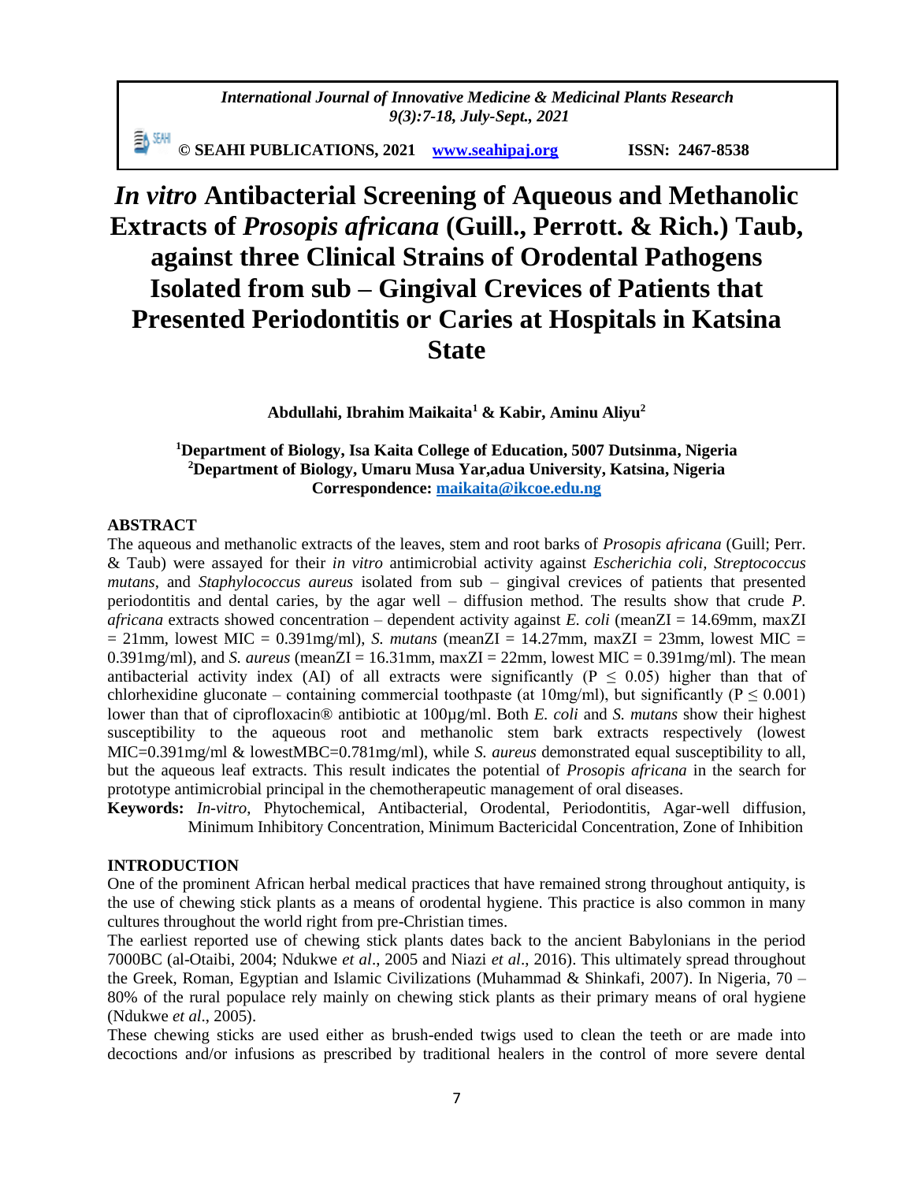# *In vitro* Antibacterial Screening of Aqueous and Methanolic Extracts of *Prosopis africana* (Guill., Perrott. & Rich.) Taub, against three Clinical Strains of Orodental Pathogens Isolated from sub – Gingival Crevices of Patients that Presented Periodontitis or Caries at Hospitals in Katsina State

**Abdullahi, Ibrahim Maikaita[1] & Kabir, Aminu Aliyu[2]**

**[1]Department of Biology, Isa Kaita College of Education, 5007 Dutsinma, Nigeria**
**[2]Department of Biology, Umaru Musa Yar,adua University, Katsina, Nigeria**
**Correspondence: maikaita@ikcoe.edu.ng**

## ABSTRACT

The aqueous and methanolic extracts of the leaves, stem and root barks of *Prosopis africana* (Guill; Perr. & Taub) were assayed for their *in vitro* antimicrobial activity against *Escherichia coli, Streptococcus mutans*, and *Staphylococcus aureus* isolated from sub – gingival crevices of patients that presented periodontitis and dental caries, by the agar well – diffusion method. The results show that crude *P. africana* extracts showed concentration – dependent activity against *E. coli* (meanZI = 14.69mm, maxZI = 21mm, lowest MIC = 0.391mg/ml), *S. mutans* (meanZI = 14.27mm, maxZI = 23mm, lowest MIC = 0.391mg/ml), and *S. aureus* (meanZI = 16.31mm, maxZI = 22mm, lowest MIC = 0.391mg/ml). The mean antibacterial activity index (AI) of all extracts were significantly ($P \leq 0.05$) higher than that of chlorhexidine gluconate – containing commercial toothpaste (at 10mg/ml), but significantly ($P \leq 0.001$) lower than that of ciprofloxacin® antibiotic at 100µg/ml. Both *E. coli* and *S. mutans* show their highest susceptibility to the aqueous root and methanolic stem bark extracts respectively (lowest MIC=0.391mg/ml & lowestMBC=0.781mg/ml), while *S. aureus* demonstrated equal susceptibility to all, but the aqueous leaf extracts. This result indicates the potential of *Prosopis africana* in the search for prototype antimicrobial principal in the chemotherapeutic management of oral diseases.

**Keywords:** *In-vitro*, Phytochemical, Antibacterial, Orodental, Periodontitis, Agar-well diffusion, Minimum Inhibitory Concentration, Minimum Bactericidal Concentration, Zone of Inhibition

## INTRODUCTION

One of the prominent African herbal medical practices that have remained strong throughout antiquity, is the use of chewing stick plants as a means of orodental hygiene. This practice is also common in many cultures throughout the world right from pre-Christian times.

The earliest reported use of chewing stick plants dates back to the ancient Babylonians in the period 7000BC (al-Otaibi, 2004; Ndukwe *et al*., 2005 and Niazi *et al*., 2016). This ultimately spread throughout the Greek, Roman, Egyptian and Islamic Civilizations (Muhammad & Shinkafi, 2007). In Nigeria, 70 – 80% of the rural populace rely mainly on chewing stick plants as their primary means of oral hygiene (Ndukwe *et al*., 2005).

These chewing sticks are used either as brush-ended twigs used to clean the teeth or are made into decoctions and/or infusions as prescribed by traditional healers in the control of more severe dental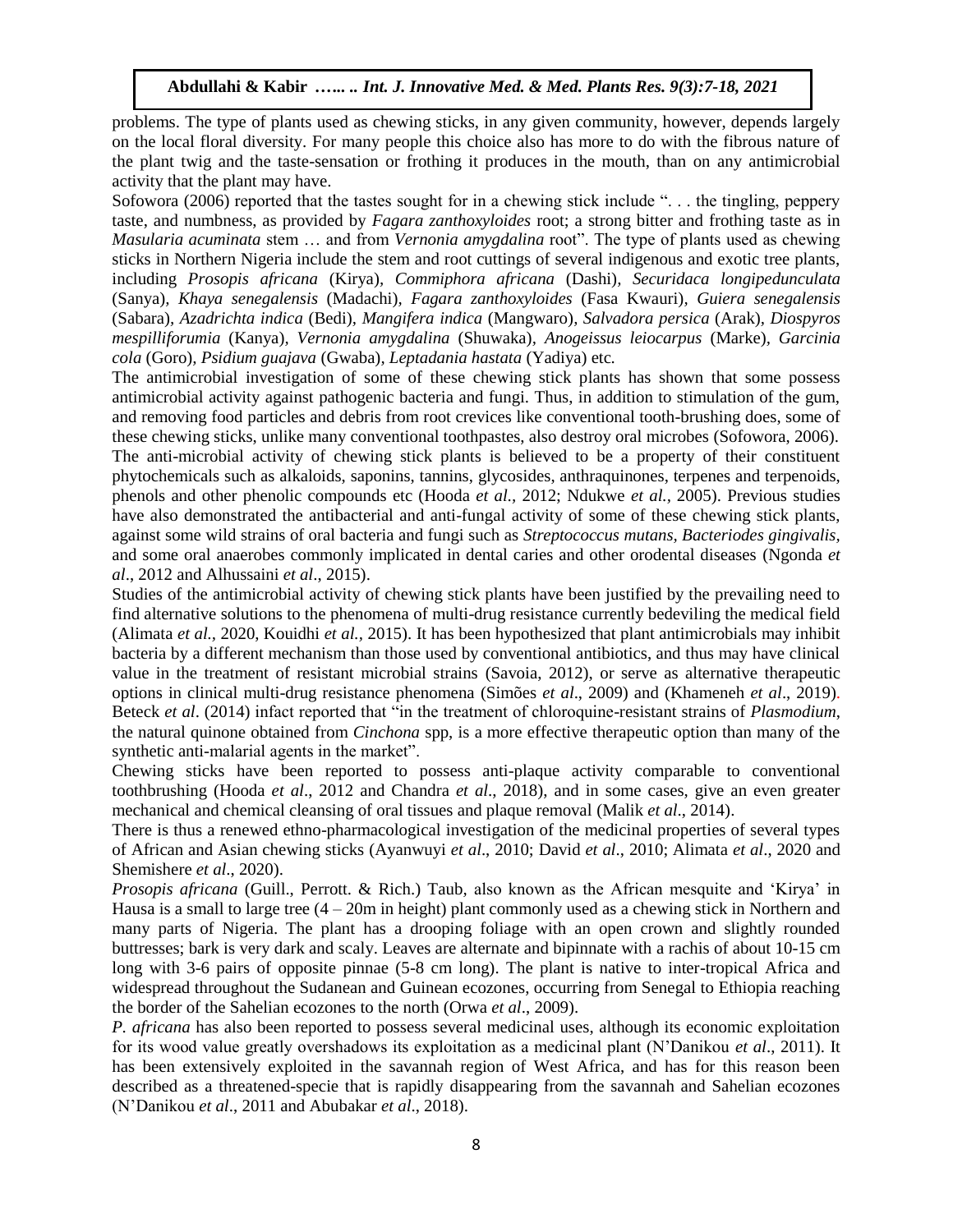problems. The type of plants used as chewing sticks, in any given community, however, depends largely on the local floral diversity. For many people this choice also has more to do with the fibrous nature of the plant twig and the taste-sensation or frothing it produces in the mouth, than on any antimicrobial activity that the plant may have.

Sofowora (2006) reported that the tastes sought for in a chewing stick include ". . . the tingling, peppery taste, and numbness, as provided by *Fagara zanthoxyloides* root; a strong bitter and frothing taste as in *Masularia acuminata* stem … and from *Vernonia amygdalina* root". The type of plants used as chewing sticks in Northern Nigeria include the stem and root cuttings of several indigenous and exotic tree plants, including *Prosopis africana* (Kirya), *Commiphora africana* (Dashi), *Securidaca longipedunculata* (Sanya), *Khaya senegalensis* (Madachi), *Fagara zanthoxyloides* (Fasa Kwauri), *Guiera senegalensis* (Sabara), *Azadrichta indica* (Bedi), *Mangifera indica* (Mangwaro), *Salvadora persica* (Arak), *Diospyros mespilliforumia* (Kanya), *Vernonia amygdalina* (Shuwaka), *Anogeissus leiocarpus* (Marke), *Garcinia cola* (Goro), *Psidium guajava* (Gwaba), *Leptadania hastata* (Yadiya) etc.

The antimicrobial investigation of some of these chewing stick plants has shown that some possess antimicrobial activity against pathogenic bacteria and fungi. Thus, in addition to stimulation of the gum, and removing food particles and debris from root crevices like conventional tooth-brushing does, some of these chewing sticks, unlike many conventional toothpastes, also destroy oral microbes (Sofowora, 2006).

The anti-microbial activity of chewing stick plants is believed to be a property of their constituent phytochemicals such as alkaloids, saponins, tannins, glycosides, anthraquinones, terpenes and terpenoids, phenols and other phenolic compounds etc (Hooda *et al.,* 2012; Ndukwe *et al.,* 2005). Previous studies have also demonstrated the antibacterial and anti-fungal activity of some of these chewing stick plants, against some wild strains of oral bacteria and fungi such as *Streptococcus mutans, Bacteriodes gingivalis,* and some oral anaerobes commonly implicated in dental caries and other orodental diseases (Ngonda *et al*., 2012 and Alhussaini *et al*., 2015).

Studies of the antimicrobial activity of chewing stick plants have been justified by the prevailing need to find alternative solutions to the phenomena of multi-drug resistance currently bedeviling the medical field (Alimata *et al.,* 2020, Kouidhi *et al.,* 2015). It has been hypothesized that plant antimicrobials may inhibit bacteria by a different mechanism than those used by conventional antibiotics, and thus may have clinical value in the treatment of resistant microbial strains (Savoia, 2012), or serve as alternative therapeutic options in clinical multi-drug resistance phenomena (Simões *et al*., 2009) and (Khameneh *et al*., 2019). Beteck *et al*. (2014) infact reported that "in the treatment of chloroquine-resistant strains of *Plasmodium*, the natural quinone obtained from *Cinchona* spp, is a more effective therapeutic option than many of the synthetic anti-malarial agents in the market".

Chewing sticks have been reported to possess anti-plaque activity comparable to conventional toothbrushing (Hooda *et al*., 2012 and Chandra *et al*., 2018), and in some cases, give an even greater mechanical and chemical cleansing of oral tissues and plaque removal (Malik *et al*., 2014).

There is thus a renewed ethno-pharmacological investigation of the medicinal properties of several types of African and Asian chewing sticks (Ayanwuyi *et al*., 2010; David *et al*., 2010; Alimata *et al*., 2020 and Shemishere *et al*., 2020).

*Prosopis africana* (Guill., Perrott. & Rich.) Taub, also known as the African mesquite and 'Kirya' in Hausa is a small to large tree (4 – 20m in height) plant commonly used as a chewing stick in Northern and many parts of Nigeria. The plant has a drooping foliage with an open crown and slightly rounded buttresses; bark is very dark and scaly. Leaves are alternate and bipinnate with a rachis of about 10-15 cm long with 3-6 pairs of opposite pinnae (5-8 cm long). The plant is native to inter-tropical Africa and widespread throughout the Sudanean and Guinean ecozones, occurring from Senegal to Ethiopia reaching the border of the Sahelian ecozones to the north (Orwa *et al*., 2009).

*P. africana* has also been reported to possess several medicinal uses, although its economic exploitation for its wood value greatly overshadows its exploitation as a medicinal plant (N'Danikou *et al*., 2011). It has been extensively exploited in the savannah region of West Africa, and has for this reason been described as a threatened-specie that is rapidly disappearing from the savannah and Sahelian ecozones (N'Danikou *et al*., 2011 and Abubakar *et al*., 2018).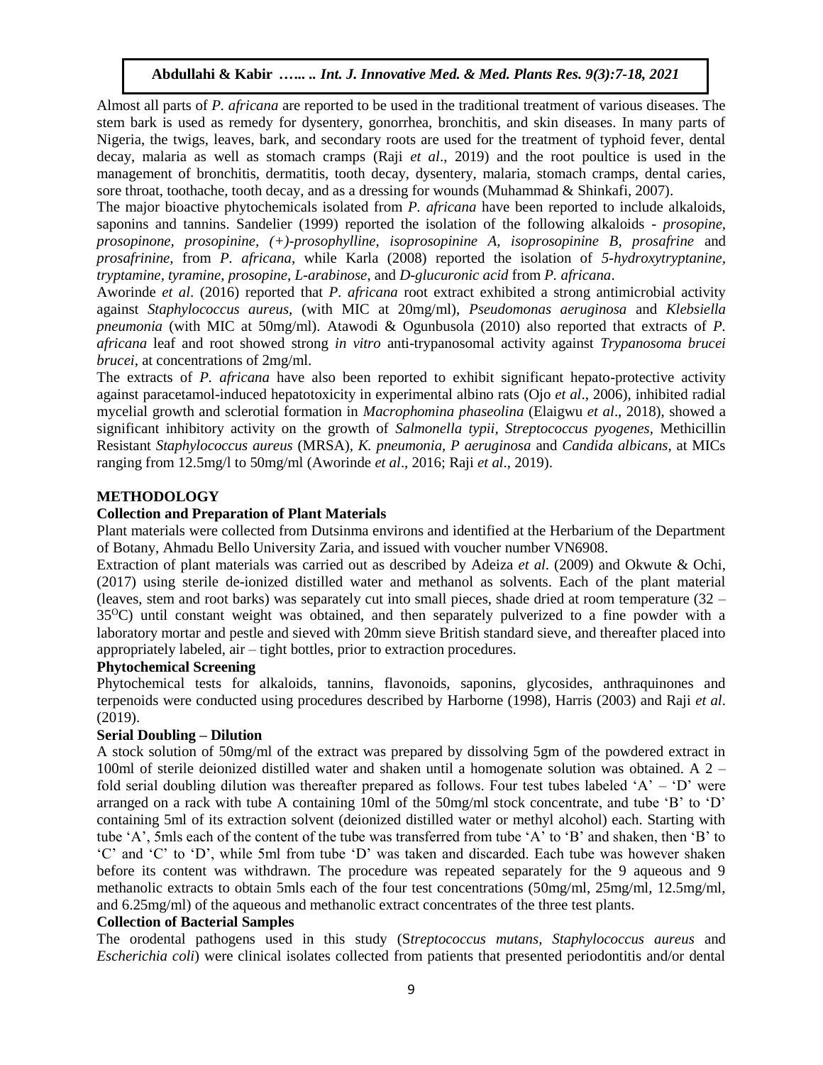Almost all parts of *P. africana* are reported to be used in the traditional treatment of various diseases. The stem bark is used as remedy for dysentery, gonorrhea, bronchitis, and skin diseases. In many parts of Nigeria, the twigs, leaves, bark, and secondary roots are used for the treatment of typhoid fever, dental decay, malaria as well as stomach cramps (Raji *et al*., 2019) and the root poultice is used in the management of bronchitis, dermatitis, tooth decay, dysentery, malaria, stomach cramps, dental caries, sore throat, toothache, tooth decay, and as a dressing for wounds (Muhammad & Shinkafi, 2007).

The major bioactive phytochemicals isolated from *P. africana* have been reported to include alkaloids, saponins and tannins. Sandelier (1999) reported the isolation of the following alkaloids - *prosopine, prosopinone, prosopinine, (+)-prosophylline, isoprosopinine A, isoprosopinine B, prosafrine* and *prosafrinine,* from *P. africana*, while Karla (2008) reported the isolation of *5-hydroxytryptanine, tryptamine, tyramine, prosopine, L-arabinose*, and *D-glucuronic acid* from *P. africana*.

Aworinde *et al*. (2016) reported that *P. africana* root extract exhibited a strong antimicrobial activity against *Staphylococcus aureus,* (with MIC at 20mg/ml), *Pseudomonas aeruginosa* and *Klebsiella pneumonia* (with MIC at 50mg/ml). Atawodi & Ogunbusola (2010) also reported that extracts of *P. africana* leaf and root showed strong *in vitro* anti-trypanosomal activity against *Trypanosoma brucei brucei*, at concentrations of 2mg/ml.

The extracts of *P. africana* have also been reported to exhibit significant hepato-protective activity against paracetamol-induced hepatotoxicity in experimental albino rats (Ojo *et al*., 2006), inhibited radial mycelial growth and sclerotial formation in *Macrophomina phaseolina* (Elaigwu *et al*., 2018), showed a significant inhibitory activity on the growth of *Salmonella typii, Streptococcus pyogenes,* Methicillin Resistant *Staphylococcus aureus* (MRSA), *K. pneumonia, P aeruginosa* and *Candida albicans*, at MICs ranging from 12.5mg/l to 50mg/ml (Aworinde *et al*., 2016; Raji *et al*., 2019).

## METHODOLOGY

### Collection and Preparation of Plant Materials

Plant materials were collected from Dutsinma environs and identified at the Herbarium of the Department of Botany, Ahmadu Bello University Zaria, and issued with voucher number VN6908.

Extraction of plant materials was carried out as described by Adeiza *et al*. (2009) and Okwute & Ochi, (2017) using sterile de-ionized distilled water and methanol as solvents. Each of the plant material (leaves, stem and root barks) was separately cut into small pieces, shade dried at room temperature (32 – 35$^{O}$C) until constant weight was obtained, and then separately pulverized to a fine powder with a laboratory mortar and pestle and sieved with 20mm sieve British standard sieve, and thereafter placed into appropriately labeled, air – tight bottles, prior to extraction procedures.

### Phytochemical Screening

Phytochemical tests for alkaloids, tannins, flavonoids, saponins, glycosides, anthraquinones and terpenoids were conducted using procedures described by Harborne (1998), Harris (2003) and Raji *et al*. (2019).

### Serial Doubling – Dilution

A stock solution of 50mg/ml of the extract was prepared by dissolving 5gm of the powdered extract in 100ml of sterile deionized distilled water and shaken until a homogenate solution was obtained. A 2 – fold serial doubling dilution was thereafter prepared as follows. Four test tubes labeled 'A' – 'D' were arranged on a rack with tube A containing 10ml of the 50mg/ml stock concentrate, and tube 'B' to 'D' containing 5ml of its extraction solvent (deionized distilled water or methyl alcohol) each. Starting with tube 'A', 5mls each of the content of the tube was transferred from tube 'A' to 'B' and shaken, then 'B' to 'C' and 'C' to 'D', while 5ml from tube 'D' was taken and discarded. Each tube was however shaken before its content was withdrawn. The procedure was repeated separately for the 9 aqueous and 9 methanolic extracts to obtain 5mls each of the four test concentrations (50mg/ml, 25mg/ml, 12.5mg/ml, and 6.25mg/ml) of the aqueous and methanolic extract concentrates of the three test plants.

### Collection of Bacterial Samples

The orodental pathogens used in this study (S*treptococcus mutans, Staphylococcus aureus* and *Escherichia coli*) were clinical isolates collected from patients that presented periodontitis and/or dental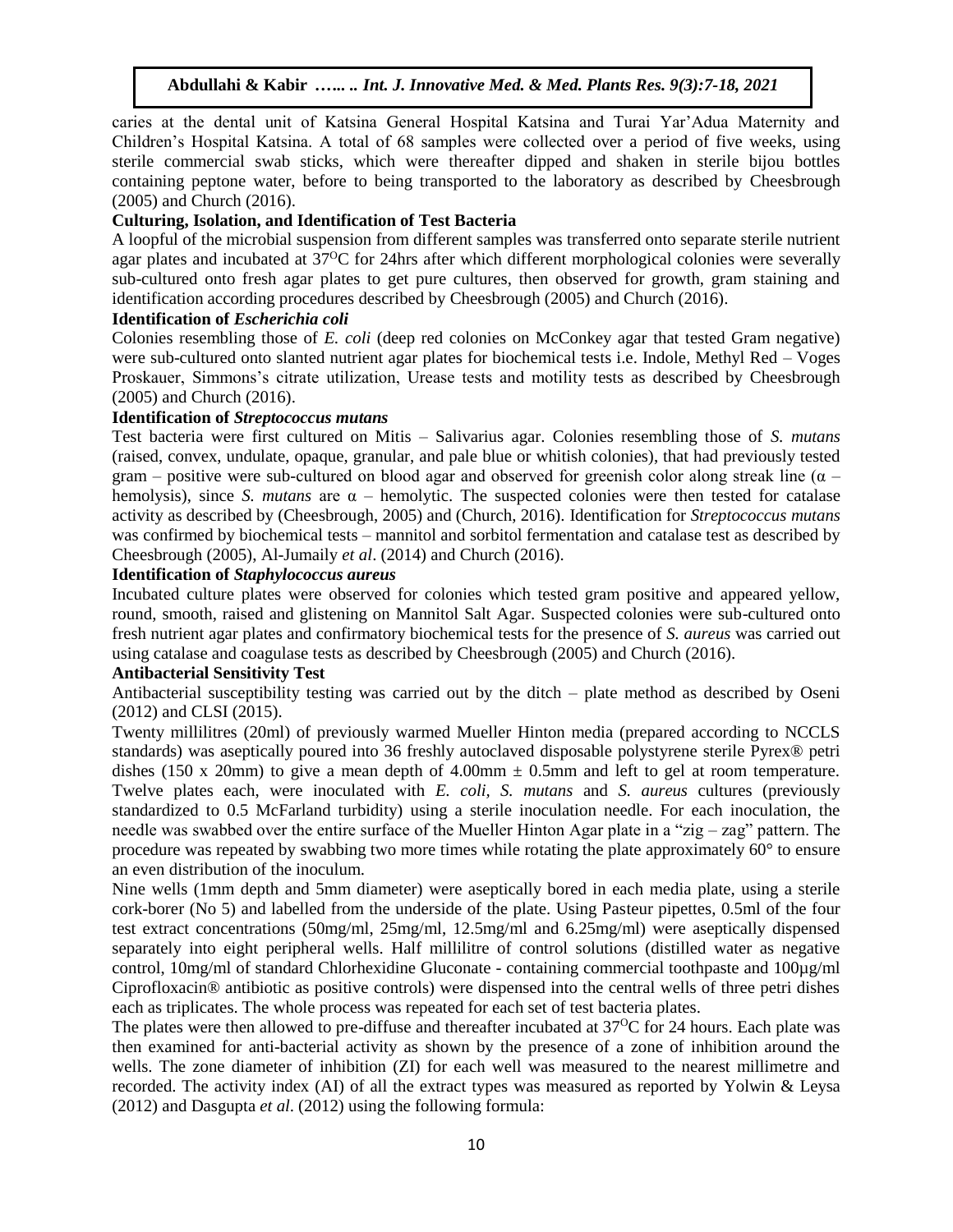caries at the dental unit of Katsina General Hospital Katsina and Turai Yar'Adua Maternity and Children's Hospital Katsina. A total of 68 samples were collected over a period of five weeks, using sterile commercial swab sticks, which were thereafter dipped and shaken in sterile bijou bottles containing peptone water, before to being transported to the laboratory as described by Cheesbrough (2005) and Church (2016).

**Culturing, Isolation, and Identification of Test Bacteria**

A loopful of the microbial suspension from different samples was transferred onto separate sterile nutrient agar plates and incubated at $37^{O}C$ for 24hrs after which different morphological colonies were severally sub-cultured onto fresh agar plates to get pure cultures, then observed for growth, gram staining and identification according procedures described by Cheesbrough (2005) and Church (2016).

**Identification of *Escherichia coli***

Colonies resembling those of *E. coli* (deep red colonies on McConkey agar that tested Gram negative) were sub-cultured onto slanted nutrient agar plates for biochemical tests i.e. Indole, Methyl Red – Voges Proskauer, Simmons's citrate utilization, Urease tests and motility tests as described by Cheesbrough (2005) and Church (2016).

**Identification of *Streptococcus mutans***

Test bacteria were first cultured on Mitis – Salivarius agar. Colonies resembling those of *S. mutans* (raised, convex, undulate, opaque, granular, and pale blue or whitish colonies), that had previously tested gram – positive were sub-cultured on blood agar and observed for greenish color along streak line ($\alpha$ – hemolysis), since *S. mutans* are $\alpha$ – hemolytic. The suspected colonies were then tested for catalase activity as described by (Cheesbrough, 2005) and (Church, 2016). Identification for *Streptococcus mutans* was confirmed by biochemical tests – mannitol and sorbitol fermentation and catalase test as described by Cheesbrough (2005), Al-Jumaily *et al*. (2014) and Church (2016).

**Identification of *Staphylococcus aureus***

Incubated culture plates were observed for colonies which tested gram positive and appeared yellow, round, smooth, raised and glistening on Mannitol Salt Agar. Suspected colonies were sub-cultured onto fresh nutrient agar plates and confirmatory biochemical tests for the presence of *S. aureus* was carried out using catalase and coagulase tests as described by Cheesbrough (2005) and Church (2016).

**Antibacterial Sensitivity Test**

Antibacterial susceptibility testing was carried out by the ditch – plate method as described by Oseni (2012) and CLSI (2015).

Twenty millilitres (20ml) of previously warmed Mueller Hinton media (prepared according to NCCLS standards) was aseptically poured into 36 freshly autoclaved disposable polystyrene sterile Pyrex® petri dishes (150 x 20mm) to give a mean depth of 4.00mm ± 0.5mm and left to gel at room temperature. Twelve plates each, were inoculated with *E. coli, S. mutans* and *S. aureus* cultures (previously standardized to 0.5 McFarland turbidity) using a sterile inoculation needle. For each inoculation, the needle was swabbed over the entire surface of the Mueller Hinton Agar plate in a "zig – zag" pattern. The procedure was repeated by swabbing two more times while rotating the plate approximately 60° to ensure an even distribution of the inoculum.

Nine wells (1mm depth and 5mm diameter) were aseptically bored in each media plate, using a sterile cork-borer (No 5) and labelled from the underside of the plate. Using Pasteur pipettes, 0.5ml of the four test extract concentrations (50mg/ml, 25mg/ml, 12.5mg/ml and 6.25mg/ml) were aseptically dispensed separately into eight peripheral wells. Half millilitre of control solutions (distilled water as negative control, 10mg/ml of standard Chlorhexidine Gluconate - containing commercial toothpaste and 100µg/ml Ciprofloxacin® antibiotic as positive controls) were dispensed into the central wells of three petri dishes each as triplicates. The whole process was repeated for each set of test bacteria plates.

The plates were then allowed to pre-diffuse and thereafter incubated at $37^{O}C$ for 24 hours. Each plate was then examined for anti-bacterial activity as shown by the presence of a zone of inhibition around the wells. The zone diameter of inhibition (ZI) for each well was measured to the nearest millimetre and recorded. The activity index (AI) of all the extract types was measured as reported by Yolwin & Leysa (2012) and Dasgupta *et al*. (2012) using the following formula: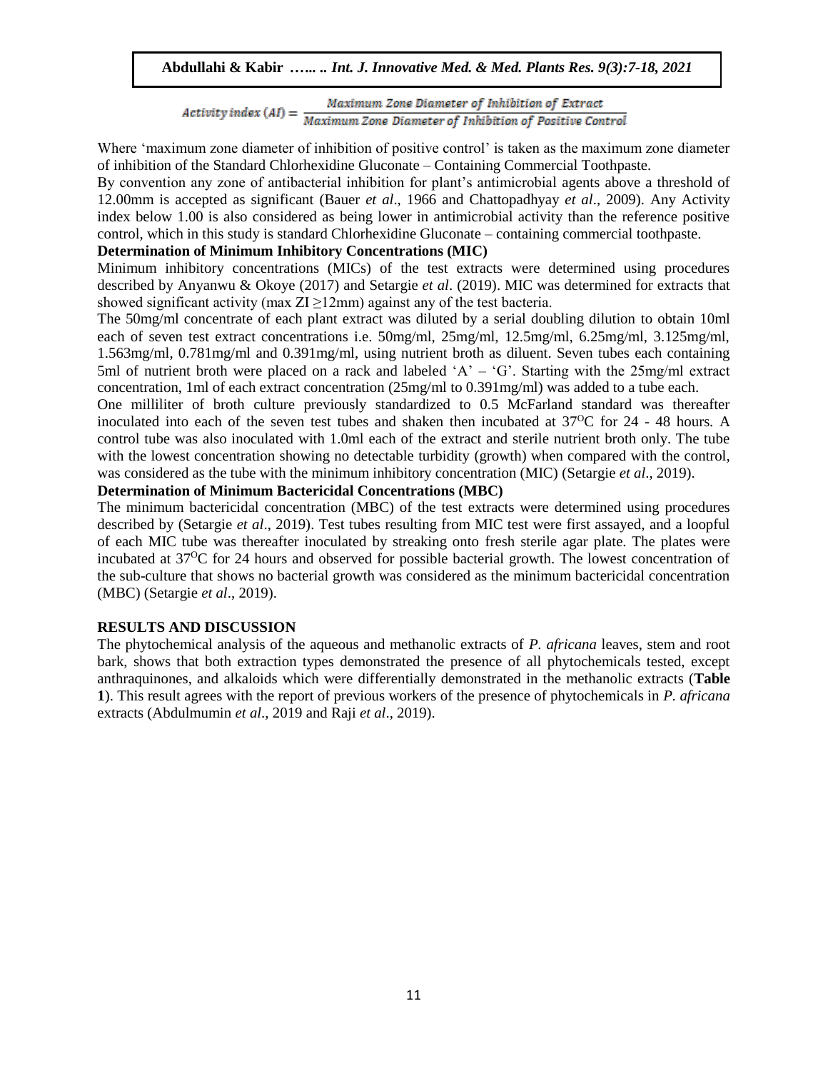$$Activity\ index\ (AI) = \frac{Maximum\ Zone\ Diameter\ of\ Inhibition\ of\ Extract}{Maximum\ Zone\ Diameter\ of\ Inhibition\ of\ Positive\ Control}$$

Where 'maximum zone diameter of inhibition of positive control' is taken as the maximum zone diameter of inhibition of the Standard Chlorhexidine Gluconate – Containing Commercial Toothpaste.

By convention any zone of antibacterial inhibition for plant's antimicrobial agents above a threshold of 12.00mm is accepted as significant (Bauer *et al*., 1966 and Chattopadhyay *et al*., 2009). Any Activity index below 1.00 is also considered as being lower in antimicrobial activity than the reference positive control, which in this study is standard Chlorhexidine Gluconate – containing commercial toothpaste.

**Determination of Minimum Inhibitory Concentrations (MIC)**

Minimum inhibitory concentrations (MICs) of the test extracts were determined using procedures described by Anyanwu & Okoye (2017) and Setargie *et al*. (2019). MIC was determined for extracts that showed significant activity (max ZI $\geq$12mm) against any of the test bacteria.

The 50mg/ml concentrate of each plant extract was diluted by a serial doubling dilution to obtain 10ml each of seven test extract concentrations i.e. 50mg/ml, 25mg/ml, 12.5mg/ml, 6.25mg/ml, 3.125mg/ml, 1.563mg/ml, 0.781mg/ml and 0.391mg/ml, using nutrient broth as diluent. Seven tubes each containing 5ml of nutrient broth were placed on a rack and labeled 'A' – 'G'. Starting with the 25mg/ml extract concentration, 1ml of each extract concentration (25mg/ml to 0.391mg/ml) was added to a tube each.

One milliliter of broth culture previously standardized to 0.5 McFarland standard was thereafter inoculated into each of the seven test tubes and shaken then incubated at $37^{O}$C for 24 - 48 hours. A control tube was also inoculated with 1.0ml each of the extract and sterile nutrient broth only. The tube with the lowest concentration showing no detectable turbidity (growth) when compared with the control, was considered as the tube with the minimum inhibitory concentration (MIC) (Setargie *et al*., 2019).

**Determination of Minimum Bactericidal Concentrations (MBC)**

The minimum bactericidal concentration (MBC) of the test extracts were determined using procedures described by (Setargie *et al*., 2019). Test tubes resulting from MIC test were first assayed, and a loopful of each MIC tube was thereafter inoculated by streaking onto fresh sterile agar plate. The plates were incubated at $37^{O}$C for 24 hours and observed for possible bacterial growth. The lowest concentration of the sub-culture that shows no bacterial growth was considered as the minimum bactericidal concentration (MBC) (Setargie *et al*., 2019).

## RESULTS AND DISCUSSION

The phytochemical analysis of the aqueous and methanolic extracts of *P. africana* leaves, stem and root bark, shows that both extraction types demonstrated the presence of all phytochemicals tested, except anthraquinones, and alkaloids which were differentially demonstrated in the methanolic extracts (**Table 1**). This result agrees with the report of previous workers of the presence of phytochemicals in *P. africana* extracts (Abdulmumin *et al*., 2019 and Raji *et al*., 2019).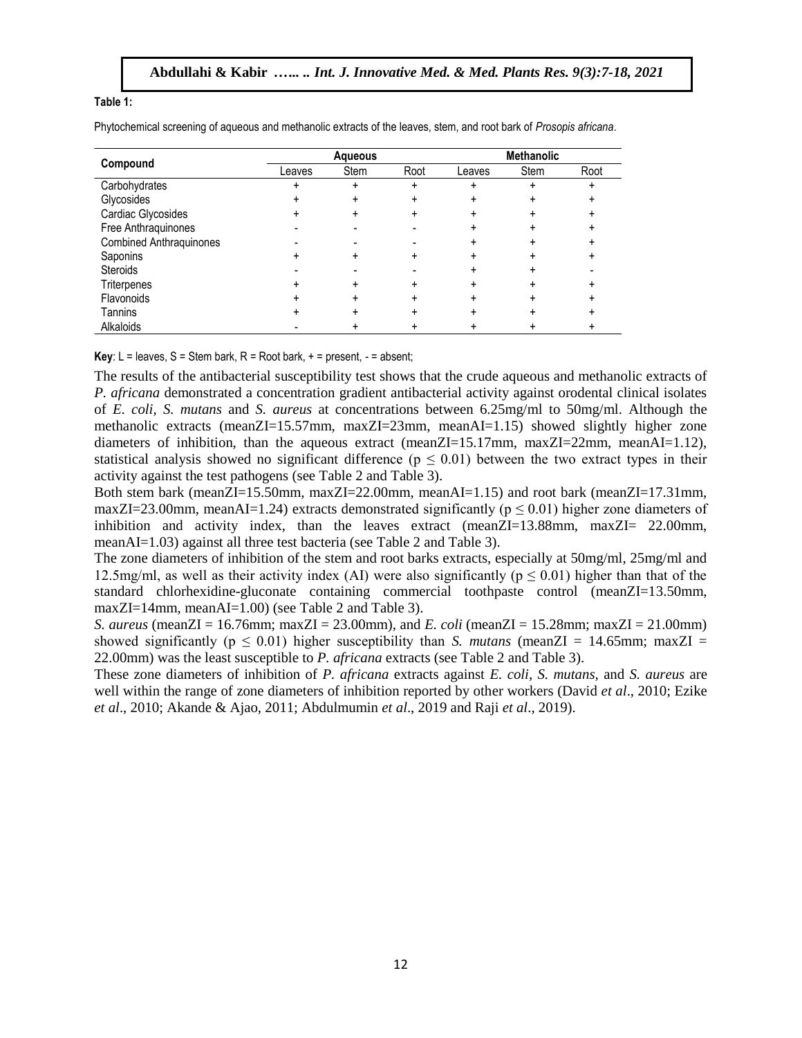**Table 1:**

Phytochemical screening of aqueous and methanolic extracts of the leaves, stem, and root bark of *Prosopis africana*.

| Compound | Aqueous | | | Methanolic | | |
|---|---|---|---|---|---|---|
| | Leaves | Stem | Root | Leaves | Stem | Root |
| Carbohydrates | + | + | + | + | + | + |
| Glycosides | + | + | + | + | + | + |
| Cardiac Glycosides | + | + | + | + | + | + |
| Free Anthraquinones | - | - | - | + | + | + |
| Combined Anthraquinones | - | - | - | + | + | + |
| Saponins | + | + | + | + | + | + |
| Steroids | - | - | - | + | + | - |
| Triterpenes | + | + | + | + | + | + |
| Flavonoids | + | + | + | + | + | + |
| Tannins | + | + | + | + | + | + |
| Alkaloids | - | + | + | + | + | + |

**Key**: L = leaves, S = Stem bark, R = Root bark, + = present, - = absent;

The results of the antibacterial susceptibility test shows that the crude aqueous and methanolic extracts of *P. africana* demonstrated a concentration gradient antibacterial activity against orodental clinical isolates of *E. coli, S. mutans* and *S. aureus* at concentrations between 6.25mg/ml to 50mg/ml. Although the methanolic extracts (meanZI=15.57mm, maxZI=23mm, meanAI=1.15) showed slightly higher zone diameters of inhibition, than the aqueous extract (meanZI=15.17mm, maxZI=22mm, meanAI=1.12), statistical analysis showed no significant difference ($p \leq 0.01$) between the two extract types in their activity against the test pathogens (see Table 2 and Table 3).

Both stem bark (meanZI=15.50mm, maxZI=22.00mm, meanAI=1.15) and root bark (meanZI=17.31mm, maxZI=23.00mm, meanAI=1.24) extracts demonstrated significantly ($p \leq 0.01$) higher zone diameters of inhibition and activity index, than the leaves extract (meanZI=13.88mm, maxZI= 22.00mm, meanAI=1.03) against all three test bacteria (see Table 2 and Table 3).

The zone diameters of inhibition of the stem and root barks extracts, especially at 50mg/ml, 25mg/ml and 12.5mg/ml, as well as their activity index (AI) were also significantly ($p \leq 0.01$) higher than that of the standard chlorhexidine-gluconate containing commercial toothpaste control (meanZI=13.50mm, maxZI=14mm, meanAI=1.00) (see Table 2 and Table 3).

*S. aureus* (meanZI = 16.76mm; maxZI = 23.00mm), and *E. coli* (meanZI = 15.28mm; maxZI = 21.00mm) showed significantly ($p \leq 0.01$) higher susceptibility than *S. mutans* (meanZI = 14.65mm; maxZI = 22.00mm) was the least susceptible to *P. africana* extracts (see Table 2 and Table 3).

These zone diameters of inhibition of *P. africana* extracts against *E. coli*, *S. mutans*, and *S. aureus* are well within the range of zone diameters of inhibition reported by other workers (David *et al*., 2010; Ezike *et al*., 2010; Akande & Ajao, 2011; Abdulmumin *et al*., 2019 and Raji *et al*., 2019).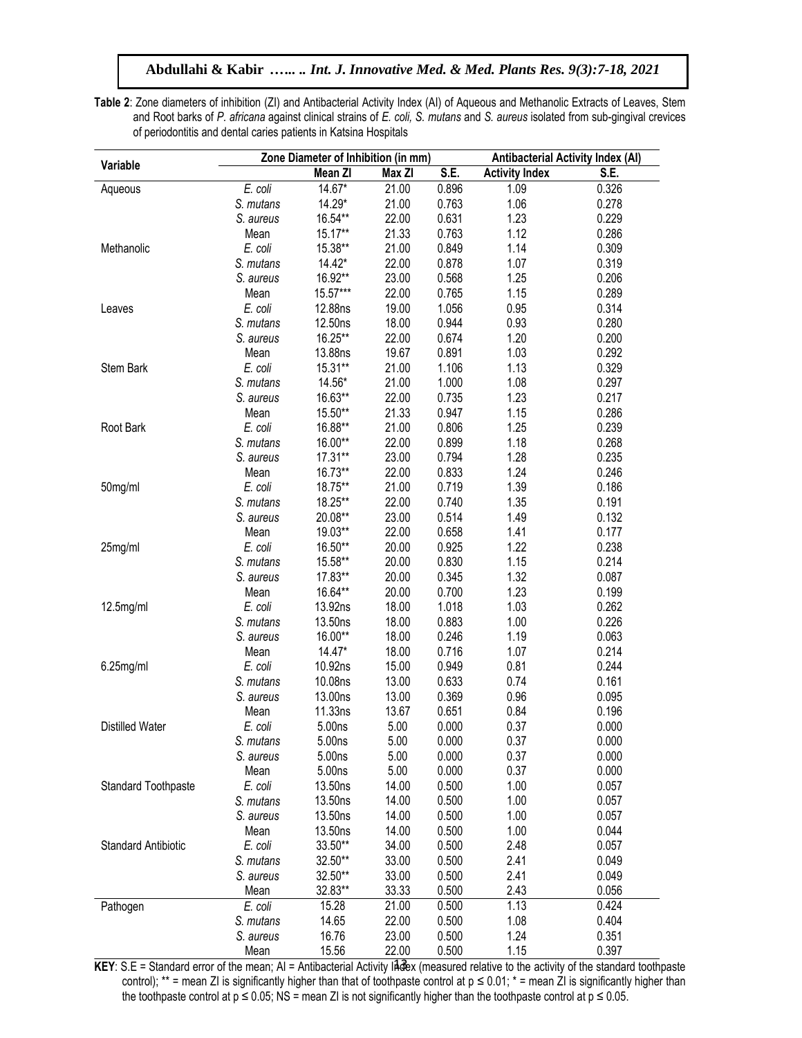**Table 2**: Zone diameters of inhibition (ZI) and Antibacterial Activity Index (AI) of Aqueous and Methanolic Extracts of Leaves, Stem and Root barks of *P. africana* against clinical strains of *E. coli, S. mutans* and *S. aureus* isolated from sub-gingival crevices of periodontitis and dental caries patients in Katsina Hospitals

| Variable | | Zone Diameter of Inhibition (in mm) | | | Antibacterial Activity Index (AI) | |
|---|---|---|---|---|---|---|
| | | Mean ZI | Max ZI | S.E. | Activity Index | S.E. |
| Aqueous | *E. coli* | 14.67* | 21.00 | 0.896 | 1.09 | 0.326 |
| | *S. mutans* | 14.29* | 21.00 | 0.763 | 1.06 | 0.278 |
| | *S. aureus* | 16.54** | 22.00 | 0.631 | 1.23 | 0.229 |
| | Mean | 15.17** | 21.33 | 0.763 | 1.12 | 0.286 |
| Methanolic | *E. coli* | 15.38** | 21.00 | 0.849 | 1.14 | 0.309 |
| | *S. mutans* | 14.42* | 22.00 | 0.878 | 1.07 | 0.319 |
| | *S. aureus* | 16.92** | 23.00 | 0.568 | 1.25 | 0.206 |
| | Mean | 15.57*** | 22.00 | 0.765 | 1.15 | 0.289 |
| Leaves | *E. coli* | 12.88ns | 19.00 | 1.056 | 0.95 | 0.314 |
| | *S. mutans* | 12.50ns | 18.00 | 0.944 | 0.93 | 0.280 |
| | *S. aureus* | 16.25** | 22.00 | 0.674 | 1.20 | 0.200 |
| | Mean | 13.88ns | 19.67 | 0.891 | 1.03 | 0.292 |
| Stem Bark | *E. coli* | 15.31** | 21.00 | 1.106 | 1.13 | 0.329 |
| | *S. mutans* | 14.56* | 21.00 | 1.000 | 1.08 | 0.297 |
| | *S. aureus* | 16.63** | 22.00 | 0.735 | 1.23 | 0.217 |
| | Mean | 15.50** | 21.33 | 0.947 | 1.15 | 0.286 |
| Root Bark | *E. coli* | 16.88** | 21.00 | 0.806 | 1.25 | 0.239 |
| | *S. mutans* | 16.00** | 22.00 | 0.899 | 1.18 | 0.268 |
| | *S. aureus* | 17.31** | 23.00 | 0.794 | 1.28 | 0.235 |
| | Mean | 16.73** | 22.00 | 0.833 | 1.24 | 0.246 |
| 50mg/ml | *E. coli* | 18.75** | 21.00 | 0.719 | 1.39 | 0.186 |
| | *S. mutans* | 18.25** | 22.00 | 0.740 | 1.35 | 0.191 |
| | *S. aureus* | 20.08** | 23.00 | 0.514 | 1.49 | 0.132 |
| | Mean | 19.03** | 22.00 | 0.658 | 1.41 | 0.177 |
| 25mg/ml | *E. coli* | 16.50** | 20.00 | 0.925 | 1.22 | 0.238 |
| | *S. mutans* | 15.58** | 20.00 | 0.830 | 1.15 | 0.214 |
| | *S. aureus* | 17.83** | 20.00 | 0.345 | 1.32 | 0.087 |
| | Mean | 16.64** | 20.00 | 0.700 | 1.23 | 0.199 |
| 12.5mg/ml | *E. coli* | 13.92ns | 18.00 | 1.018 | 1.03 | 0.262 |
| | *S. mutans* | 13.50ns | 18.00 | 0.883 | 1.00 | 0.226 |
| | *S. aureus* | 16.00** | 18.00 | 0.246 | 1.19 | 0.063 |
| | Mean | 14.47* | 18.00 | 0.716 | 1.07 | 0.214 |
| 6.25mg/ml | *E. coli* | 10.92ns | 15.00 | 0.949 | 0.81 | 0.244 |
| | *S. mutans* | 10.08ns | 13.00 | 0.633 | 0.74 | 0.161 |
| | *S. aureus* | 13.00ns | 13.00 | 0.369 | 0.96 | 0.095 |
| | Mean | 11.33ns | 13.67 | 0.651 | 0.84 | 0.196 |
| Distilled Water | *E. coli* | 5.00ns | 5.00 | 0.000 | 0.37 | 0.000 |
| | *S. mutans* | 5.00ns | 5.00 | 0.000 | 0.37 | 0.000 |
| | *S. aureus* | 5.00ns | 5.00 | 0.000 | 0.37 | 0.000 |
| | Mean | 5.00ns | 5.00 | 0.000 | 0.37 | 0.000 |
| Standard Toothpaste | *E. coli* | 13.50ns | 14.00 | 0.500 | 1.00 | 0.057 |
| | *S. mutans* | 13.50ns | 14.00 | 0.500 | 1.00 | 0.057 |
| | *S. aureus* | 13.50ns | 14.00 | 0.500 | 1.00 | 0.057 |
| | Mean | 13.50ns | 14.00 | 0.500 | 1.00 | 0.044 |
| Standard Antibiotic | *E. coli* | 33.50** | 34.00 | 0.500 | 2.48 | 0.057 |
| | *S. mutans* | 32.50** | 33.00 | 0.500 | 2.41 | 0.049 |
| | *S. aureus* | 32.50** | 33.00 | 0.500 | 2.41 | 0.049 |
| | Mean | 32.83** | 33.33 | 0.500 | 2.43 | 0.056 |
| Pathogen | *E. coli* | 15.28 | 21.00 | 0.500 | 1.13 | 0.424 |
| | *S. mutans* | 14.65 | 22.00 | 0.500 | 1.08 | 0.404 |
| | *S. aureus* | 16.76 | 23.00 | 0.500 | 1.24 | 0.351 |
| | Mean | 15.56 | 22.00 | 0.500 | 1.15 | 0.397 |

**KEY**: S.E = Standard error of the mean; AI = Antibacterial Activity Index (measured relative to the activity of the standard toothpaste control); ** = mean ZI is significantly higher than that of toothpaste control at $p \leq 0.01$; * = mean ZI is significantly higher than the toothpaste control at $p \leq 0.05$; NS = mean ZI is not significantly higher than the toothpaste control at $p \leq 0.05$.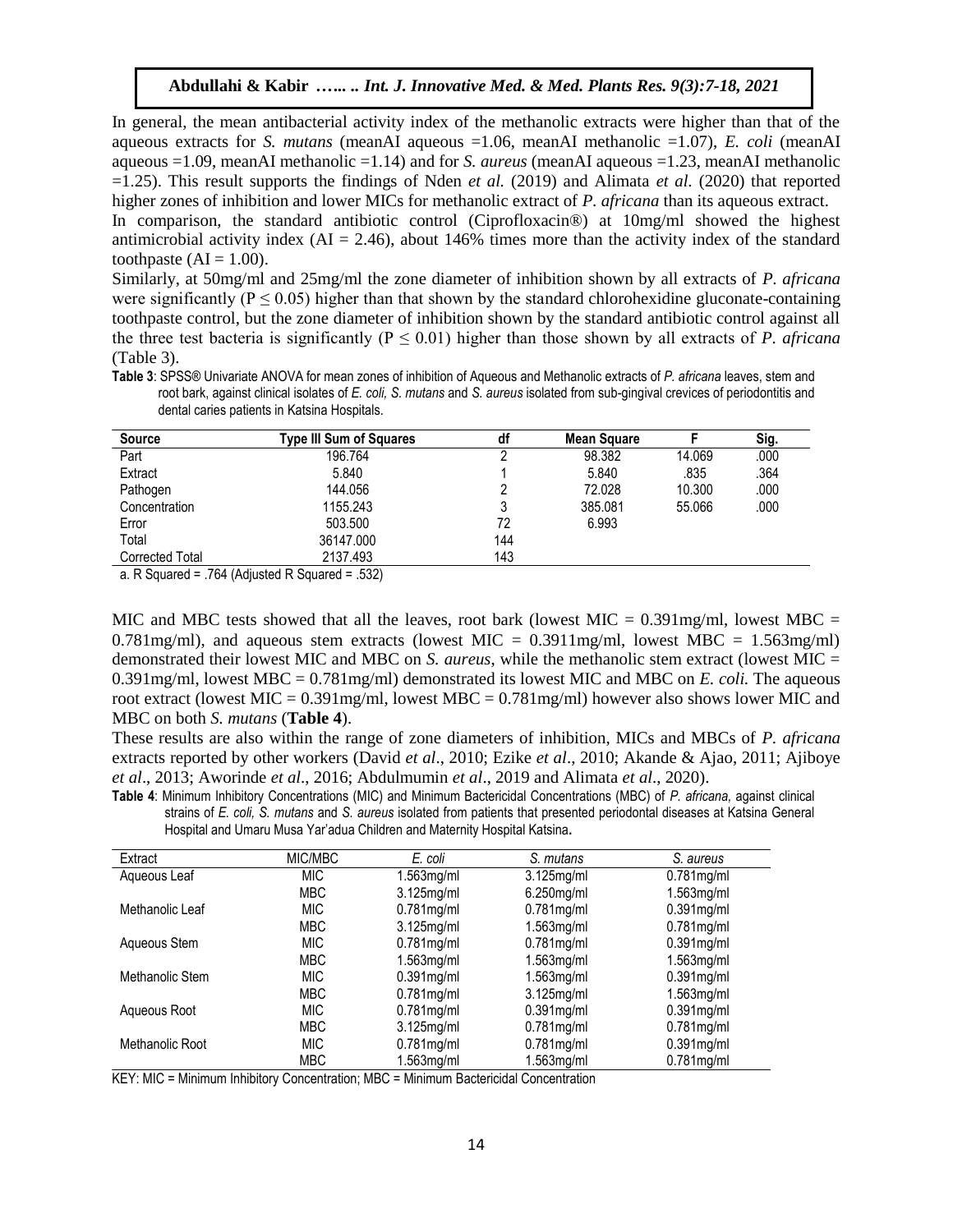In general, the mean antibacterial activity index of the methanolic extracts were higher than that of the aqueous extracts for *S. mutans* (meanAI aqueous =1.06, meanAI methanolic =1.07), *E. coli* (meanAI aqueous =1.09, meanAI methanolic =1.14) and for *S. aureus* (meanAI aqueous =1.23, meanAI methanolic =1.25). This result supports the findings of Nden *et al.* (2019) and Alimata *et al.* (2020) that reported higher zones of inhibition and lower MICs for methanolic extract of *P. africana* than its aqueous extract.

In comparison, the standard antibiotic control (Ciprofloxacin®) at 10mg/ml showed the highest antimicrobial activity index (AI = 2.46), about 146% times more than the activity index of the standard toothpaste (AI = 1.00).

Similarly, at 50mg/ml and 25mg/ml the zone diameter of inhibition shown by all extracts of *P. africana* were significantly ($P \leq 0.05$) higher than that shown by the standard chlorohexidine gluconate-containing toothpaste control, but the zone diameter of inhibition shown by the standard antibiotic control against all the three test bacteria is significantly ($P \leq 0.01$) higher than those shown by all extracts of *P. africana* (Table 3).

**Table 3**: SPSS® Univariate ANOVA for mean zones of inhibition of Aqueous and Methanolic extracts of *P. africana* leaves, stem and root bark, against clinical isolates of *E. coli, S. mutans* and *S. aureus* isolated from sub-gingival crevices of periodontitis and dental caries patients in Katsina Hospitals.

| Source | Type III Sum of Squares | df | Mean Square | F | Sig. |
|---|---|---|---|---|---|
| Part | 196.764 | 2 | 98.382 | 14.069 | .000 |
| Extract | 5.840 | 1 | 5.840 | .835 | .364 |
| Pathogen | 144.056 | 2 | 72.028 | 10.300 | .000 |
| Concentration | 1155.243 | 3 | 385.081 | 55.066 | .000 |
| Error | 503.500 | 72 | 6.993 | | |
| Total | 36147.000 | 144 | | | |
| Corrected Total | 2137.493 | 143 | | | |

a. R Squared = .764 (Adjusted R Squared = .532)

MIC and MBC tests showed that all the leaves, root bark (lowest MIC = 0.391mg/ml, lowest MBC = 0.781mg/ml), and aqueous stem extracts (lowest MIC = 0.3911mg/ml, lowest MBC = 1.563mg/ml) demonstrated their lowest MIC and MBC on *S. aureus*, while the methanolic stem extract (lowest MIC = 0.391mg/ml, lowest MBC = 0.781mg/ml) demonstrated its lowest MIC and MBC on *E. coli.* The aqueous root extract (lowest MIC = 0.391mg/ml, lowest MBC = 0.781mg/ml) however also shows lower MIC and MBC on both *S. mutans* (**Table 4**).

These results are also within the range of zone diameters of inhibition, MICs and MBCs of *P. africana* extracts reported by other workers (David *et al*., 2010; Ezike *et al*., 2010; Akande & Ajao, 2011; Ajiboye *et al*., 2013; Aworinde *et al*., 2016; Abdulmumin *et al*., 2019 and Alimata *et al*., 2020).

**Table 4**: Minimum Inhibitory Concentrations (MIC) and Minimum Bactericidal Concentrations (MBC) of *P. africana,* against clinical strains of *E. coli, S. mutans* and *S. aureus* isolated from patients that presented periodontal diseases at Katsina General Hospital and Umaru Musa Yar'adua Children and Maternity Hospital Katsina.

| Extract | MIC/MBC | *E. coli* | *S. mutans* | *S. aureus* |
|---|---|---|---|---|
| Aqueous Leaf | MIC | 1.563mg/ml | 3.125mg/ml | 0.781mg/ml |
| | MBC | 3.125mg/ml | 6.250mg/ml | 1.563mg/ml |
| Methanolic Leaf | MIC | 0.781mg/ml | 0.781mg/ml | 0.391mg/ml |
| | MBC | 3.125mg/ml | 1.563mg/ml | 0.781mg/ml |
| Aqueous Stem | MIC | 0.781mg/ml | 0.781mg/ml | 0.391mg/ml |
| | MBC | 1.563mg/ml | 1.563mg/ml | 1.563mg/ml |
| Methanolic Stem | MIC | 0.391mg/ml | 1.563mg/ml | 0.391mg/ml |
| | MBC | 0.781mg/ml | 3.125mg/ml | 1.563mg/ml |
| Aqueous Root | MIC | 0.781mg/ml | 0.391mg/ml | 0.391mg/ml |
| | MBC | 3.125mg/ml | 0.781mg/ml | 0.781mg/ml |
| Methanolic Root | MIC | 0.781mg/ml | 0.781mg/ml | 0.391mg/ml |
| | MBC | 1.563mg/ml | 1.563mg/ml | 0.781mg/ml |

KEY: MIC = Minimum Inhibitory Concentration; MBC = Minimum Bactericidal Concentration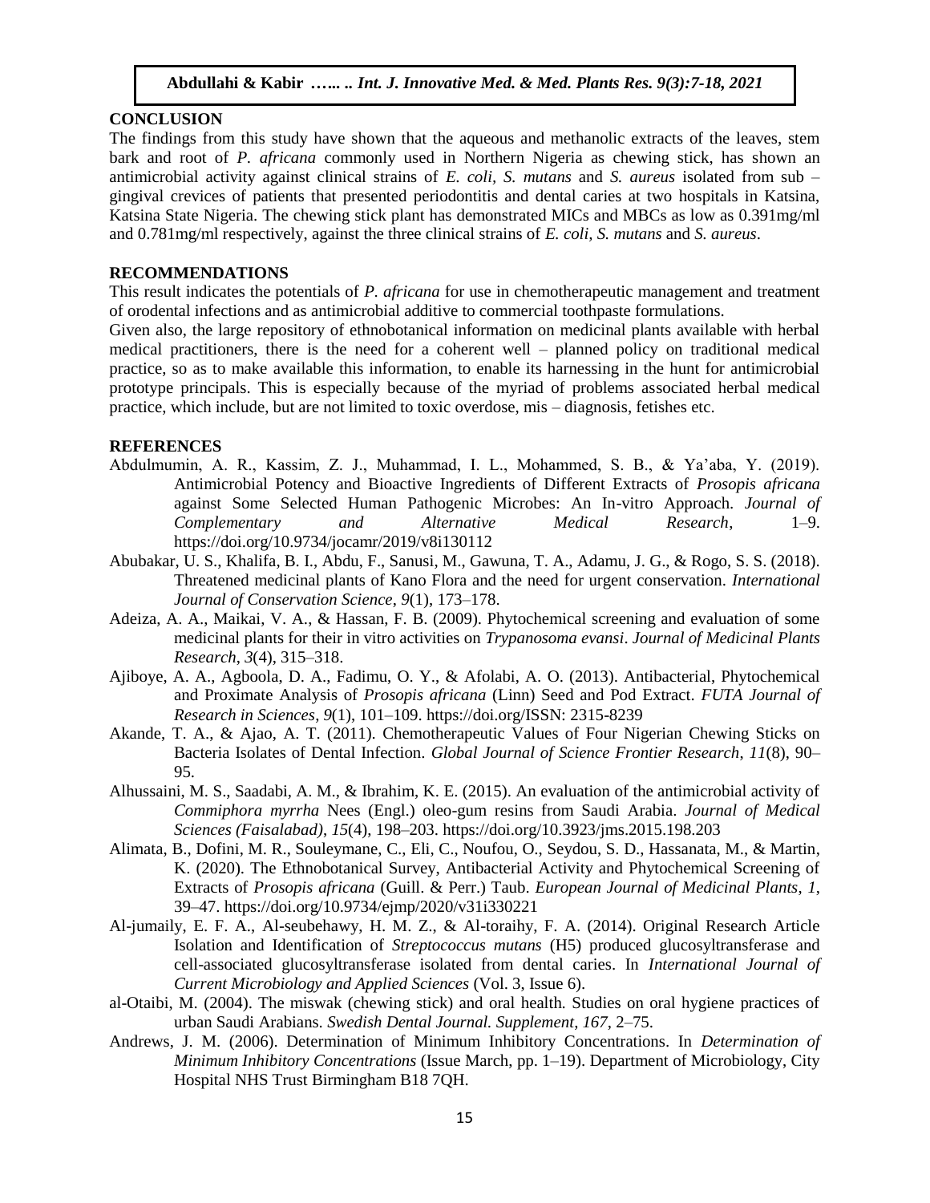## CONCLUSION

The findings from this study have shown that the aqueous and methanolic extracts of the leaves, stem bark and root of *P. africana* commonly used in Northern Nigeria as chewing stick, has shown an antimicrobial activity against clinical strains of *E. coli*, *S. mutans* and *S. aureus* isolated from sub – gingival crevices of patients that presented periodontitis and dental caries at two hospitals in Katsina, Katsina State Nigeria. The chewing stick plant has demonstrated MICs and MBCs as low as 0.391mg/ml and 0.781mg/ml respectively, against the three clinical strains of *E. coli, S. mutans* and *S. aureus*.

## RECOMMENDATIONS

This result indicates the potentials of *P. africana* for use in chemotherapeutic management and treatment of orodental infections and as antimicrobial additive to commercial toothpaste formulations.

Given also, the large repository of ethnobotanical information on medicinal plants available with herbal medical practitioners, there is the need for a coherent well – planned policy on traditional medical practice, so as to make available this information, to enable its harnessing in the hunt for antimicrobial prototype principals. This is especially because of the myriad of problems associated herbal medical practice, which include, but are not limited to toxic overdose, mis – diagnosis, fetishes etc.

## REFERENCES

Abdulmumin, A. R., Kassim, Z. J., Muhammad, I. L., Mohammed, S. B., & Ya'aba, Y. (2019). Antimicrobial Potency and Bioactive Ingredients of Different Extracts of *Prosopis africana* against Some Selected Human Pathogenic Microbes: An In-vitro Approach. *Journal of Complementary and Alternative Medical Research*, 1–9. https://doi.org/10.9734/jocamr/2019/v8i130112

Abubakar, U. S., Khalifa, B. I., Abdu, F., Sanusi, M., Gawuna, T. A., Adamu, J. G., & Rogo, S. S. (2018). Threatened medicinal plants of Kano Flora and the need for urgent conservation. *International Journal of Conservation Science*, *9*(1), 173–178.

Adeiza, A. A., Maikai, V. A., & Hassan, F. B. (2009). Phytochemical screening and evaluation of some medicinal plants for their in vitro activities on *Trypanosoma evansi*. *Journal of Medicinal Plants Research*, *3*(4), 315–318.

Ajiboye, A. A., Agboola, D. A., Fadimu, O. Y., & Afolabi, A. O. (2013). Antibacterial, Phytochemical and Proximate Analysis of *Prosopis africana* (Linn) Seed and Pod Extract. *FUTA Journal of Research in Sciences*, *9*(1), 101–109. https://doi.org/ISSN: 2315-8239

Akande, T. A., & Ajao, A. T. (2011). Chemotherapeutic Values of Four Nigerian Chewing Sticks on Bacteria Isolates of Dental Infection. *Global Journal of Science Frontier Research*, *11*(8), 90–95.

Alhussaini, M. S., Saadabi, A. M., & Ibrahim, K. E. (2015). An evaluation of the antimicrobial activity of *Commiphora myrrha* Nees (Engl.) oleo-gum resins from Saudi Arabia. *Journal of Medical Sciences (Faisalabad)*, *15*(4), 198–203. https://doi.org/10.3923/jms.2015.198.203

Alimata, B., Dofini, M. R., Souleymane, C., Eli, C., Noufou, O., Seydou, S. D., Hassanata, M., & Martin, K. (2020). The Ethnobotanical Survey, Antibacterial Activity and Phytochemical Screening of Extracts of *Prosopis africana* (Guill. & Perr.) Taub. *European Journal of Medicinal Plants*, *1*, 39–47. https://doi.org/10.9734/ejmp/2020/v31i330221

Al-jumaily, E. F. A., Al-seubehawy, H. M. Z., & Al-toraihy, F. A. (2014). Original Research Article Isolation and Identification of *Streptococcus mutans* (H5) produced glucosyltransferase and cell-associated glucosyltransferase isolated from dental caries. In *International Journal of Current Microbiology and Applied Sciences* (Vol. 3, Issue 6).

al-Otaibi, M. (2004). The miswak (chewing stick) and oral health. Studies on oral hygiene practices of urban Saudi Arabians. *Swedish Dental Journal. Supplement*, *167*, 2–75.

Andrews, J. M. (2006). Determination of Minimum Inhibitory Concentrations. In *Determination of Minimum Inhibitory Concentrations* (Issue March, pp. 1–19). Department of Microbiology, City Hospital NHS Trust Birmingham B18 7QH.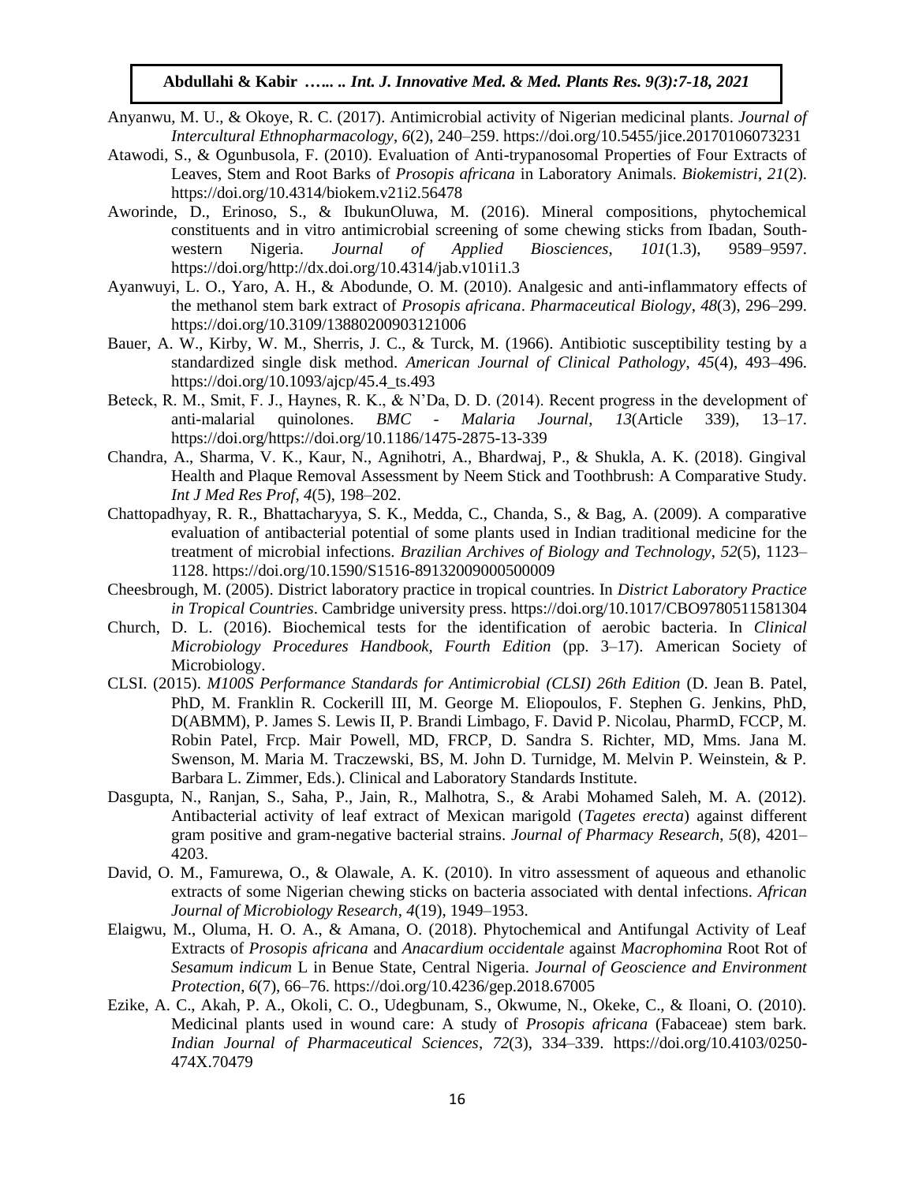Anyanwu, M. U., & Okoye, R. C. (2017). Antimicrobial activity of Nigerian medicinal plants. *Journal of Intercultural Ethnopharmacology*, *6*(2), 240–259. https://doi.org/10.5455/jice.20170106073231

Atawodi, S., & Ogunbusola, F. (2010). Evaluation of Anti-trypanosomal Properties of Four Extracts of Leaves, Stem and Root Barks of *Prosopis africana* in Laboratory Animals. *Biokemistri*, *21*(2). https://doi.org/10.4314/biokem.v21i2.56478

Aworinde, D., Erinoso, S., & IbukunOluwa, M. (2016). Mineral compositions, phytochemical constituents and in vitro antimicrobial screening of some chewing sticks from Ibadan, South-western Nigeria. *Journal of Applied Biosciences*, *101*(1.3), 9589–9597. https://doi.org/http://dx.doi.org/10.4314/jab.v101i1.3

Ayanwuyi, L. O., Yaro, A. H., & Abodunde, O. M. (2010). Analgesic and anti-inflammatory effects of the methanol stem bark extract of *Prosopis africana*. *Pharmaceutical Biology*, *48*(3), 296–299. https://doi.org/10.3109/13880200903121006

Bauer, A. W., Kirby, W. M., Sherris, J. C., & Turck, M. (1966). Antibiotic susceptibility testing by a standardized single disk method. *American Journal of Clinical Pathology*, *45*(4), 493–496. https://doi.org/10.1093/ajcp/45.4_ts.493

Beteck, R. M., Smit, F. J., Haynes, R. K., & N'Da, D. D. (2014). Recent progress in the development of anti-malarial quinolones. *BMC - Malaria Journal*, *13*(Article 339), 13–17. https://doi.org/https://doi.org/10.1186/1475-2875-13-339

Chandra, A., Sharma, V. K., Kaur, N., Agnihotri, A., Bhardwaj, P., & Shukla, A. K. (2018). Gingival Health and Plaque Removal Assessment by Neem Stick and Toothbrush: A Comparative Study. *Int J Med Res Prof*, *4*(5), 198–202.

Chattopadhyay, R. R., Bhattacharyya, S. K., Medda, C., Chanda, S., & Bag, A. (2009). A comparative evaluation of antibacterial potential of some plants used in Indian traditional medicine for the treatment of microbial infections. *Brazilian Archives of Biology and Technology*, *52*(5), 1123–1128. https://doi.org/10.1590/S1516-89132009000500009

Cheesbrough, M. (2005). District laboratory practice in tropical countries. In *District Laboratory Practice in Tropical Countries*. Cambridge university press. https://doi.org/10.1017/CBO9780511581304

Church, D. L. (2016). Biochemical tests for the identification of aerobic bacteria. In *Clinical Microbiology Procedures Handbook, Fourth Edition* (pp. 3–17). American Society of Microbiology.

CLSI. (2015). *M100S Performance Standards for Antimicrobial (CLSI) 26th Edition* (D. Jean B. Patel, PhD, M. Franklin R. Cockerill III, M. George M. Eliopoulos, F. Stephen G. Jenkins, PhD, D(ABMM), P. James S. Lewis II, P. Brandi Limbago, F. David P. Nicolau, PharmD, FCCP, M. Robin Patel, Frcp. Mair Powell, MD, FRCP, D. Sandra S. Richter, MD, Mms. Jana M. Swenson, M. Maria M. Traczewski, BS, M. John D. Turnidge, M. Melvin P. Weinstein, & P. Barbara L. Zimmer, Eds.). Clinical and Laboratory Standards Institute.

Dasgupta, N., Ranjan, S., Saha, P., Jain, R., Malhotra, S., & Arabi Mohamed Saleh, M. A. (2012). Antibacterial activity of leaf extract of Mexican marigold (*Tagetes erecta*) against different gram positive and gram-negative bacterial strains. *Journal of Pharmacy Research*, *5*(8), 4201–4203.

David, O. M., Famurewa, O., & Olawale, A. K. (2010). In vitro assessment of aqueous and ethanolic extracts of some Nigerian chewing sticks on bacteria associated with dental infections. *African Journal of Microbiology Research*, *4*(19), 1949–1953.

Elaigwu, M., Oluma, H. O. A., & Amana, O. (2018). Phytochemical and Antifungal Activity of Leaf Extracts of *Prosopis africana* and *Anacardium occidentale* against *Macrophomina* Root Rot of *Sesamum indicum* L in Benue State, Central Nigeria. *Journal of Geoscience and Environment Protection*, *6*(7), 66–76. https://doi.org/10.4236/gep.2018.67005

Ezike, A. C., Akah, P. A., Okoli, C. O., Udegbunam, S., Okwume, N., Okeke, C., & Iloani, O. (2010). Medicinal plants used in wound care: A study of *Prosopis africana* (Fabaceae) stem bark. *Indian Journal of Pharmaceutical Sciences*, *72*(3), 334–339. https://doi.org/10.4103/0250-474X.70479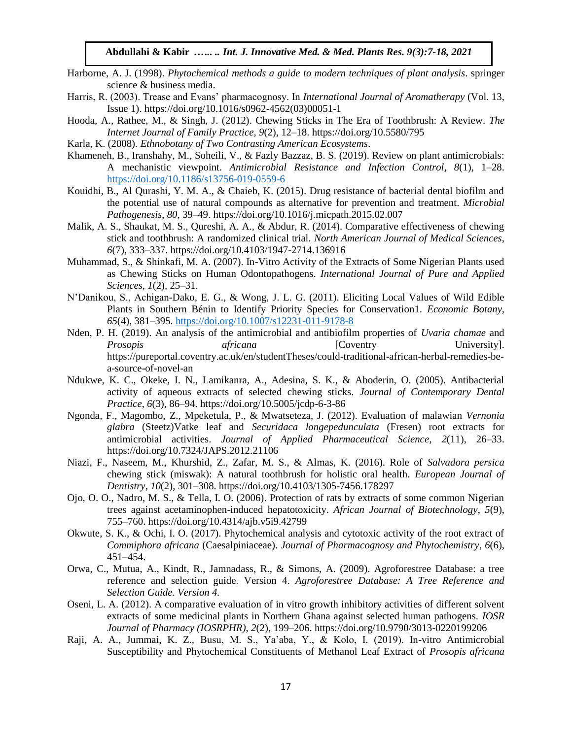Harborne, A. J. (1998). *Phytochemical methods a guide to modern techniques of plant analysis*. springer science & business media.

Harris, R. (2003). Trease and Evans' pharmacognosy. In *International Journal of Aromatherapy* (Vol. 13, Issue 1). https://doi.org/10.1016/s0962-4562(03)00051-1

Hooda, A., Rathee, M., & Singh, J. (2012). Chewing Sticks in The Era of Toothbrush: A Review. *The Internet Journal of Family Practice*, *9*(2), 12–18. https://doi.org/10.5580/795

Karla, K. (2008). *Ethnobotany of Two Contrasting American Ecosystems*.

Khameneh, B., Iranshahy, M., Soheili, V., & Fazly Bazzaz, B. S. (2019). Review on plant antimicrobials: A mechanistic viewpoint. *Antimicrobial Resistance and Infection Control*, *8*(1), 1–28. https://doi.org/10.1186/s13756-019-0559-6

Kouidhi, B., Al Qurashi, Y. M. A., & Chaieb, K. (2015). Drug resistance of bacterial dental biofilm and the potential use of natural compounds as alternative for prevention and treatment. *Microbial Pathogenesis*, *80*, 39–49. https://doi.org/10.1016/j.micpath.2015.02.007

Malik, A. S., Shaukat, M. S., Qureshi, A. A., & Abdur, R. (2014). Comparative effectiveness of chewing stick and toothbrush: A randomized clinical trial. *North American Journal of Medical Sciences*, *6*(7), 333–337. https://doi.org/10.4103/1947-2714.136916

Muhammad, S., & Shinkafi, M. A. (2007). In-Vitro Activity of the Extracts of Some Nigerian Plants used as Chewing Sticks on Human Odontopathogens. *International Journal of Pure and Applied Sciences*, *1*(2), 25–31.

N'Danikou, S., Achigan-Dako, E. G., & Wong, J. L. G. (2011). Eliciting Local Values of Wild Edible Plants in Southern Bénin to Identify Priority Species for Conservation1. *Economic Botany*, *65*(4), 381–395. https://doi.org/10.1007/s12231-011-9178-8

Nden, P. H. (2019). An analysis of the antimicrobial and antibiofilm properties of *Uvaria chamae* and *Prosopis africana* [Coventry University]. https://pureportal.coventry.ac.uk/en/studentTheses/could-traditional-african-herbal-remedies-be-a-source-of-novel-an

Ndukwe, K. C., Okeke, I. N., Lamikanra, A., Adesina, S. K., & Aboderin, O. (2005). Antibacterial activity of aqueous extracts of selected chewing sticks. *Journal of Contemporary Dental Practice*, *6*(3), 86–94. https://doi.org/10.5005/jcdp-6-3-86

Ngonda, F., Magombo, Z., Mpeketula, P., & Mwatseteza, J. (2012). Evaluation of malawian *Vernonia glabra* (Steetz)Vatke leaf and *Securidaca longepedunculata* (Fresen) root extracts for antimicrobial activities. *Journal of Applied Pharmaceutical Science*, *2*(11), 26–33. https://doi.org/10.7324/JAPS.2012.21106

Niazi, F., Naseem, M., Khurshid, Z., Zafar, M. S., & Almas, K. (2016). Role of *Salvadora persica* chewing stick (miswak): A natural toothbrush for holistic oral health. *European Journal of Dentistry*, *10*(2), 301–308. https://doi.org/10.4103/1305-7456.178297

Ojo, O. O., Nadro, M. S., & Tella, I. O. (2006). Protection of rats by extracts of some common Nigerian trees against acetaminophen-induced hepatotoxicity. *African Journal of Biotechnology*, *5*(9), 755–760. https://doi.org/10.4314/ajb.v5i9.42799

Okwute, S. K., & Ochi, I. O. (2017). Phytochemical analysis and cytotoxic activity of the root extract of *Commiphora africana* (Caesalpiniaceae). *Journal of Pharmacognosy and Phytochemistry*, *6*(6), 451–454.

Orwa, C., Mutua, A., Kindt, R., Jamnadass, R., & Simons, A. (2009). Agroforestree Database: a tree reference and selection guide. Version 4. *Agroforestree Database: A Tree Reference and Selection Guide. Version 4.*

Oseni, L. A. (2012). A comparative evaluation of in vitro growth inhibitory activities of different solvent extracts of some medicinal plants in Northern Ghana against selected human pathogens. *IOSR Journal of Pharmacy (IOSRPHR)*, *2*(2), 199–206. https://doi.org/10.9790/3013-0220199206

Raji, A. A., Jummai, K. Z., Busu, M. S., Ya'aba, Y., & Kolo, I. (2019). In-vitro Antimicrobial Susceptibility and Phytochemical Constituents of Methanol Leaf Extract of *Prosopis africana*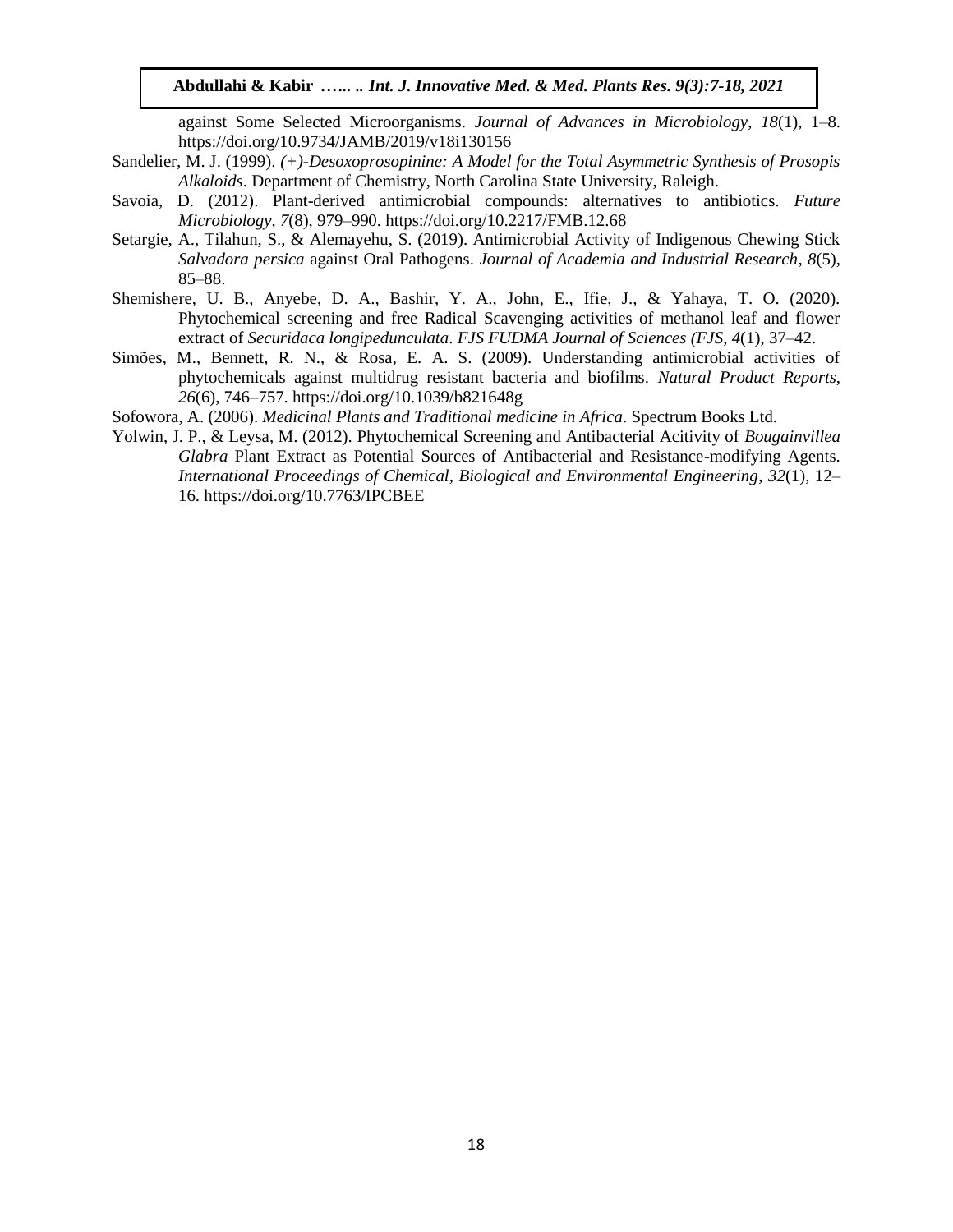against Some Selected Microorganisms. *Journal of Advances in Microbiology*, *18*(1), 1–8. https://doi.org/10.9734/JAMB/2019/v18i130156

Sandelier, M. J. (1999). *(+)-Desoxoprosopinine: A Model for the Total Asymmetric Synthesis of Prosopis Alkaloids*. Department of Chemistry, North Carolina State University, Raleigh.

Savoia, D. (2012). Plant-derived antimicrobial compounds: alternatives to antibiotics. *Future Microbiology*, *7*(8), 979–990. https://doi.org/10.2217/FMB.12.68

Setargie, A., Tilahun, S., & Alemayehu, S. (2019). Antimicrobial Activity of Indigenous Chewing Stick *Salvadora persica* against Oral Pathogens. *Journal of Academia and Industrial Research*, *8*(5), 85–88.

Shemishere, U. B., Anyebe, D. A., Bashir, Y. A., John, E., Ifie, J., & Yahaya, T. O. (2020). Phytochemical screening and free Radical Scavenging activities of methanol leaf and flower extract of *Securidaca longipedunculata*. *FJS FUDMA Journal of Sciences (FJS*, *4*(1), 37–42.

Simões, M., Bennett, R. N., & Rosa, E. A. S. (2009). Understanding antimicrobial activities of phytochemicals against multidrug resistant bacteria and biofilms. *Natural Product Reports*, *26*(6), 746–757. https://doi.org/10.1039/b821648g

Sofowora, A. (2006). *Medicinal Plants and Traditional medicine in Africa*. Spectrum Books Ltd.

Yolwin, J. P., & Leysa, M. (2012). Phytochemical Screening and Antibacterial Acitivity of *Bougainvillea Glabra* Plant Extract as Potential Sources of Antibacterial and Resistance-modifying Agents. *International Proceedings of Chemical, Biological and Environmental Engineering*, *32*(1), 12–16. https://doi.org/10.7763/IPCBEE